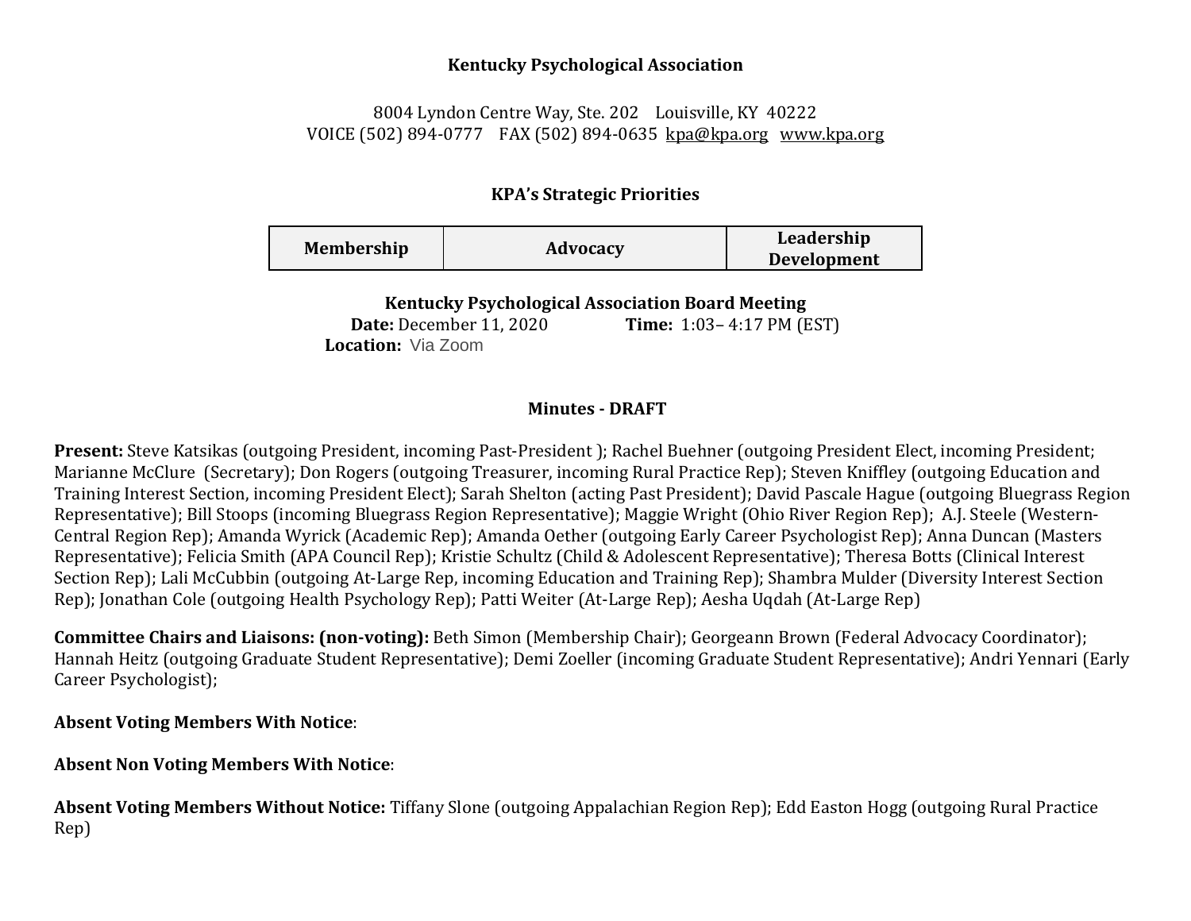**Kentucky Psychological Association**

8004 Lyndon Centre Way, Ste. 202 Louisville, KY 40222
VOICE (502) 894-0777 FAX (502) 894-0635 kpa@kpa.org www.kpa.org

**KPA's Strategic Priorities**

| Membership | Advocacy | Leadership Development |
|---|---|---|

**Kentucky Psychological Association Board Meeting**
**Date:** December 11, 2020 **Time:** 1:03– 4:17 PM (EST)
**Location:** Via Zoom

**Minutes - DRAFT**

**Present:** Steve Katsikas (outgoing President, incoming Past-President ); Rachel Buehner (outgoing President Elect, incoming President; Marianne McClure (Secretary); Don Rogers (outgoing Treasurer, incoming Rural Practice Rep); Steven Kniffley (outgoing Education and Training Interest Section, incoming President Elect); Sarah Shelton (acting Past President); David Pascale Hague (outgoing Bluegrass Region Representative); Bill Stoops (incoming Bluegrass Region Representative); Maggie Wright (Ohio River Region Rep); A.J. Steele (Western-Central Region Rep); Amanda Wyrick (Academic Rep); Amanda Oether (outgoing Early Career Psychologist Rep); Anna Duncan (Masters Representative); Felicia Smith (APA Council Rep); Kristie Schultz (Child & Adolescent Representative); Theresa Botts (Clinical Interest Section Rep); Lali McCubbin (outgoing At-Large Rep, incoming Education and Training Rep); Shambra Mulder (Diversity Interest Section Rep); Jonathan Cole (outgoing Health Psychology Rep); Patti Weiter (At-Large Rep); Aesha Uqdah (At-Large Rep)

**Committee Chairs and Liaisons: (non-voting):** Beth Simon (Membership Chair); Georgeann Brown (Federal Advocacy Coordinator); Hannah Heitz (outgoing Graduate Student Representative); Demi Zoeller (incoming Graduate Student Representative); Andri Yennari (Early Career Psychologist);

**Absent Voting Members With Notice**:

**Absent Non Voting Members With Notice**:

**Absent Voting Members Without Notice:** Tiffany Slone (outgoing Appalachian Region Rep); Edd Easton Hogg (outgoing Rural Practice Rep)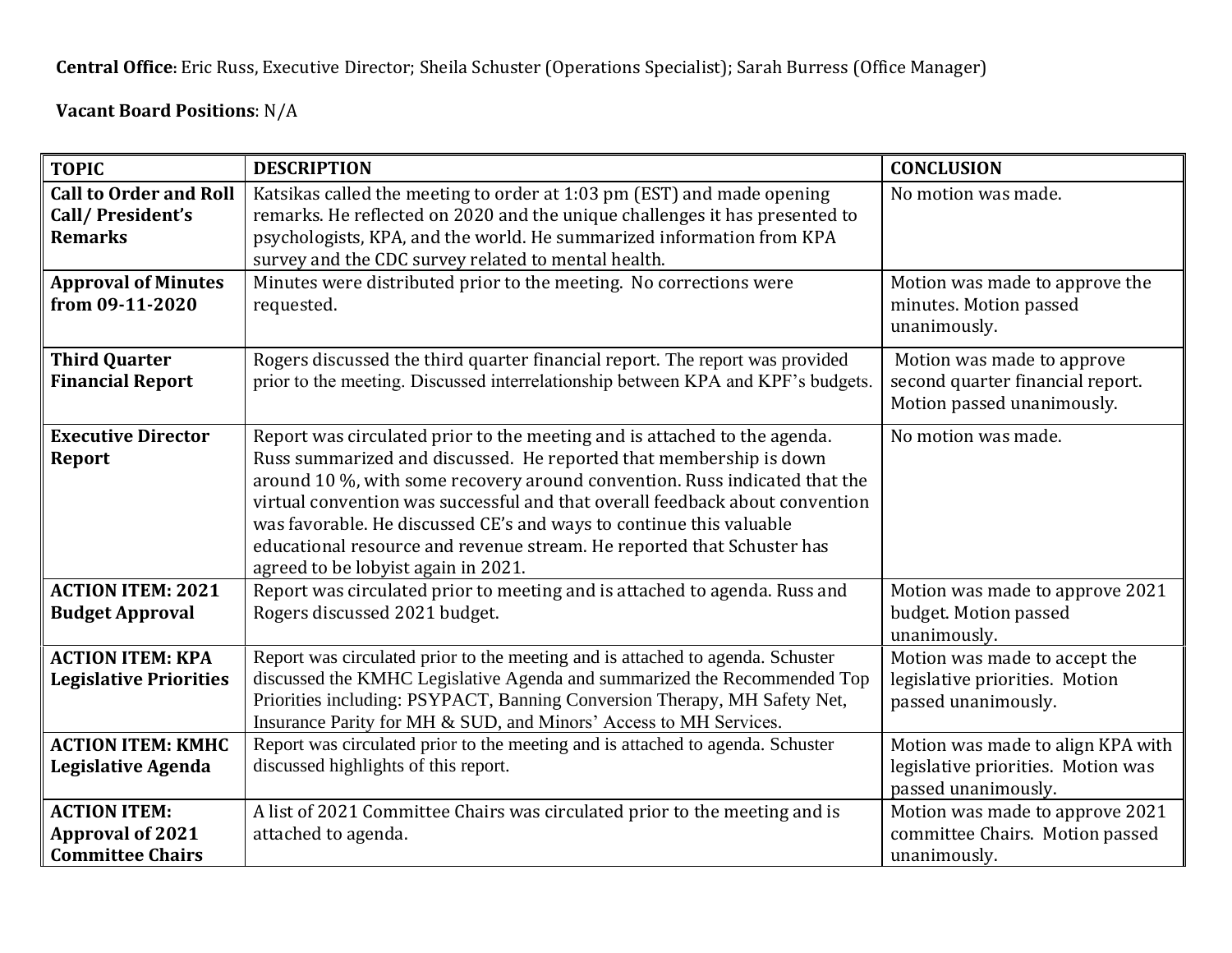**Central Office**: Eric Russ, Executive Director; Sheila Schuster (Operations Specialist); Sarah Burress (Office Manager)

**Vacant Board Positions**: N/A

| TOPIC | DESCRIPTION | CONCLUSION |
|---|---|---|
| **Call to Order and Roll Call/ President's Remarks** | Katsikas called the meeting to order at 1:03 pm (EST) and made opening remarks. He reflected on 2020 and the unique challenges it has presented to psychologists, KPA, and the world. He summarized information from KPA survey and the CDC survey related to mental health. | No motion was made. |
| **Approval of Minutes from 09-11-2020** | Minutes were distributed prior to the meeting. No corrections were requested. | Motion was made to approve the minutes. Motion passed unanimously. |
| **Third Quarter Financial Report** | Rogers discussed the third quarter financial report. The report was provided prior to the meeting. Discussed interrelationship between KPA and KPF's budgets. | Motion was made to approve second quarter financial report. Motion passed unanimously. |
| **Executive Director Report** | Report was circulated prior to the meeting and is attached to the agenda. Russ summarized and discussed. He reported that membership is down around 10 %, with some recovery around convention. Russ indicated that the virtual convention was successful and that overall feedback about convention was favorable. He discussed CE's and ways to continue this valuable educational resource and revenue stream. He reported that Schuster has agreed to be lobyist again in 2021. | No motion was made. |
| **ACTION ITEM: 2021 Budget Approval** | Report was circulated prior to meeting and is attached to agenda. Russ and Rogers discussed 2021 budget. | Motion was made to approve 2021 budget. Motion passed unanimously. |
| **ACTION ITEM: KPA Legislative Priorities** | Report was circulated prior to the meeting and is attached to agenda. Schuster discussed the KMHC Legislative Agenda and summarized the Recommended Top Priorities including: PSYPACT, Banning Conversion Therapy, MH Safety Net, Insurance Parity for MH & SUD, and Minors' Access to MH Services. | Motion was made to accept the legislative priorities. Motion passed unanimously. |
| **ACTION ITEM: KMHC Legislative Agenda** | Report was circulated prior to the meeting and is attached to agenda. Schuster discussed highlights of this report. | Motion was made to align KPA with legislative priorities. Motion was passed unanimously. |
| **ACTION ITEM: Approval of 2021 Committee Chairs** | A list of 2021 Committee Chairs was circulated prior to the meeting and is attached to agenda. | Motion was made to approve 2021 committee Chairs. Motion passed unanimously. |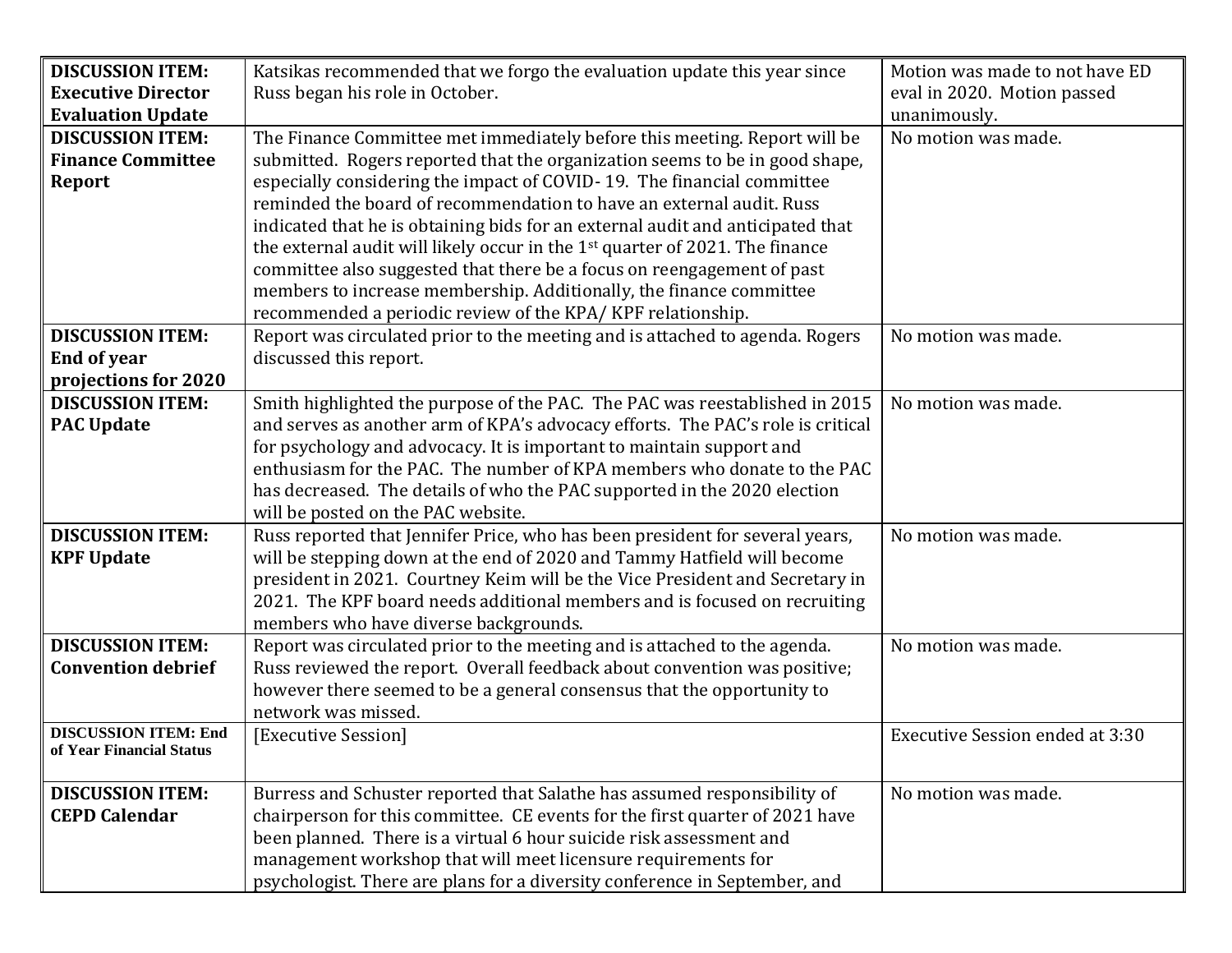| **DISCUSSION ITEM: Executive Director Evaluation Update** | Katsikas recommended that we forgo the evaluation update this year since Russ began his role in October. | Motion was made to not have ED eval in 2020. Motion passed unanimously. |
|---|---|---|
| **DISCUSSION ITEM: Finance Committee Report** | The Finance Committee met immediately before this meeting. Report will be submitted. Rogers reported that the organization seems to be in good shape, especially considering the impact of COVID- 19. The financial committee reminded the board of recommendation to have an external audit. Russ indicated that he is obtaining bids for an external audit and anticipated that the external audit will likely occur in the 1st quarter of 2021. The finance committee also suggested that there be a focus on reengagement of past members to increase membership. Additionally, the finance committee recommended a periodic review of the KPA/ KPF relationship. | No motion was made. |
| **DISCUSSION ITEM: End of year projections for 2020** | Report was circulated prior to the meeting and is attached to agenda. Rogers discussed this report. | No motion was made. |
| **DISCUSSION ITEM: PAC Update** | Smith highlighted the purpose of the PAC. The PAC was reestablished in 2015 and serves as another arm of KPA's advocacy efforts. The PAC's role is critical for psychology and advocacy. It is important to maintain support and enthusiasm for the PAC. The number of KPA members who donate to the PAC has decreased. The details of who the PAC supported in the 2020 election will be posted on the PAC website. | No motion was made. |
| **DISCUSSION ITEM: KPF Update** | Russ reported that Jennifer Price, who has been president for several years, will be stepping down at the end of 2020 and Tammy Hatfield will become president in 2021. Courtney Keim will be the Vice President and Secretary in 2021. The KPF board needs additional members and is focused on recruiting members who have diverse backgrounds. | No motion was made. |
| **DISCUSSION ITEM: Convention debrief** | Report was circulated prior to the meeting and is attached to the agenda. Russ reviewed the report. Overall feedback about convention was positive; however there seemed to be a general consensus that the opportunity to network was missed. | No motion was made. |
| **DISCUSSION ITEM: End of Year Financial Status** | [Executive Session] | Executive Session ended at 3:30 |
| **DISCUSSION ITEM: CEPD Calendar** | Burress and Schuster reported that Salathe has assumed responsibility of chairperson for this committee. CE events for the first quarter of 2021 have been planned. There is a virtual 6 hour suicide risk assessment and management workshop that will meet licensure requirements for psychologist. There are plans for a diversity conference in September, and | No motion was made. |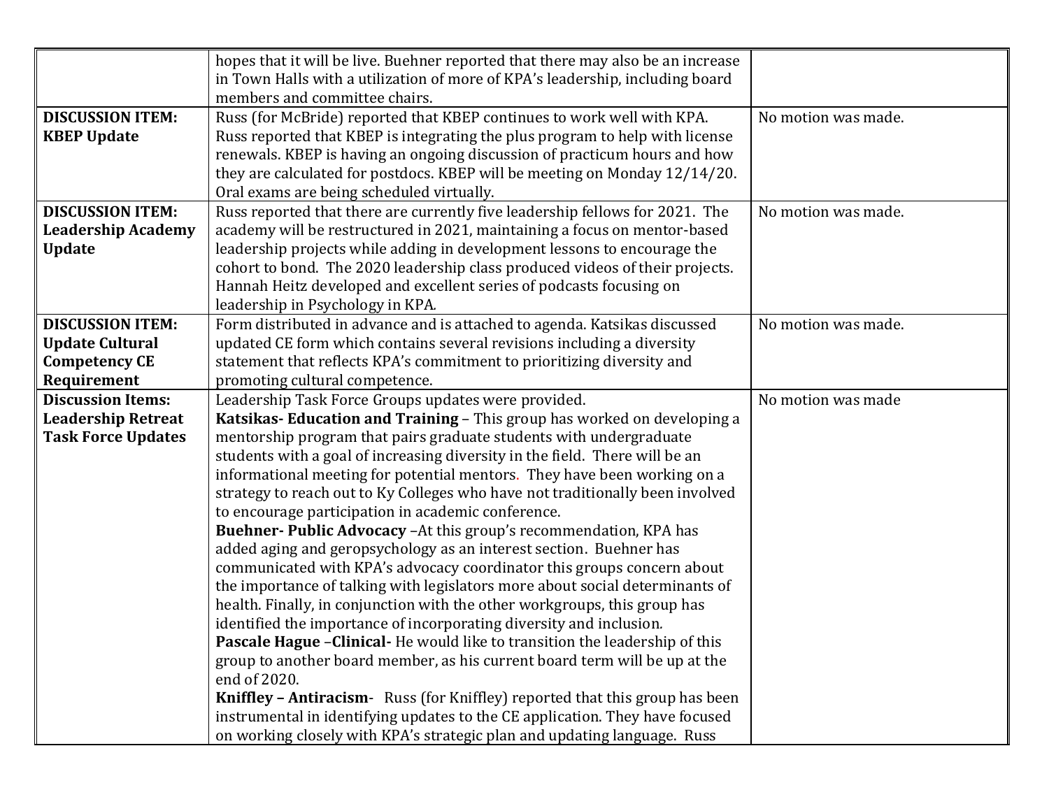| | | |
|---|---|---|
| | hopes that it will be live. Buehner reported that there may also be an increase in Town Halls with a utilization of more of KPA's leadership, including board members and committee chairs. | |
| **DISCUSSION ITEM: KBEP Update** | Russ (for McBride) reported that KBEP continues to work well with KPA. Russ reported that KBEP is integrating the plus program to help with license renewals. KBEP is having an ongoing discussion of practicum hours and how they are calculated for postdocs. KBEP will be meeting on Monday 12/14/20. Oral exams are being scheduled virtually. | No motion was made. |
| **DISCUSSION ITEM: Leadership Academy Update** | Russ reported that there are currently five leadership fellows for 2021. The academy will be restructured in 2021, maintaining a focus on mentor-based leadership projects while adding in development lessons to encourage the cohort to bond. The 2020 leadership class produced videos of their projects. Hannah Heitz developed and excellent series of podcasts focusing on leadership in Psychology in KPA. | No motion was made. |
| **DISCUSSION ITEM: Update Cultural Competency CE Requirement** | Form distributed in advance and is attached to agenda. Katsikas discussed updated CE form which contains several revisions including a diversity statement that reflects KPA's commitment to prioritizing diversity and promoting cultural competence. | No motion was made. |
| **Discussion Items: Leadership Retreat Task Force Updates** | Leadership Task Force Groups updates were provided.<br>**Katsikas- Education and Training** – This group has worked on developing a mentorship program that pairs graduate students with undergraduate students with a goal of increasing diversity in the field. There will be an informational meeting for potential mentors. They have been working on a strategy to reach out to Ky Colleges who have not traditionally been involved to encourage participation in academic conference.<br>**Buehner- Public Advocacy** –At this group's recommendation, KPA has added aging and geropsychology as an interest section. Buehner has communicated with KPA's advocacy coordinator this groups concern about the importance of talking with legislators more about social determinants of health. Finally, in conjunction with the other workgroups, this group has identified the importance of incorporating diversity and inclusion.<br>**Pascale Hague** –**Clinical-** He would like to transition the leadership of this group to another board member, as his current board term will be up at the end of 2020.<br>**Kniffley – Antiracism**- Russ (for Kniffley) reported that this group has been instrumental in identifying updates to the CE application. They have focused on working closely with KPA's strategic plan and updating language. Russ | No motion was made |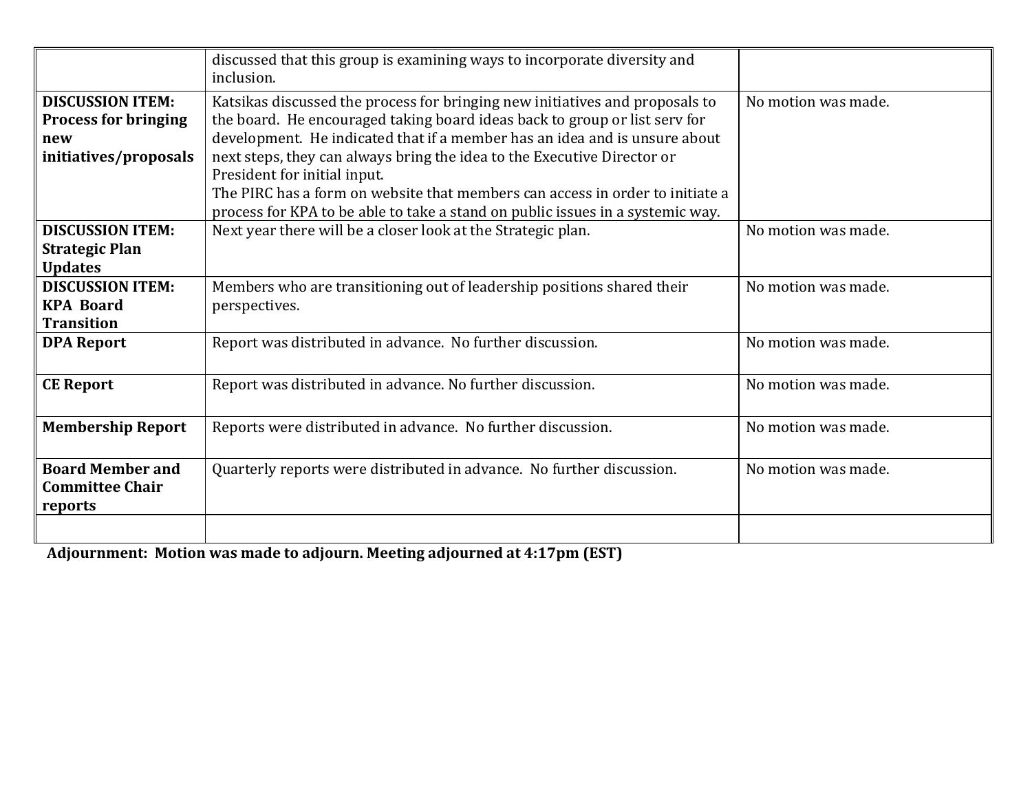| | | |
|---|---|---|
| | discussed that this group is examining ways to incorporate diversity and inclusion. | |
| **DISCUSSION ITEM: Process for bringing new initiatives/proposals** | Katsikas discussed the process for bringing new initiatives and proposals to the board. He encouraged taking board ideas back to group or list serv for development. He indicated that if a member has an idea and is unsure about next steps, they can always bring the idea to the Executive Director or President for initial input.<br>The PIRC has a form on website that members can access in order to initiate a process for KPA to be able to take a stand on public issues in a systemic way. | No motion was made. |
| **DISCUSSION ITEM: Strategic Plan Updates** | Next year there will be a closer look at the Strategic plan. | No motion was made. |
| **DISCUSSION ITEM: KPA Board Transition** | Members who are transitioning out of leadership positions shared their perspectives. | No motion was made. |
| **DPA Report** | Report was distributed in advance. No further discussion. | No motion was made. |
| **CE Report** | Report was distributed in advance. No further discussion. | No motion was made. |
| **Membership Report** | Reports were distributed in advance. No further discussion. | No motion was made. |
| **Board Member and Committee Chair reports** | Quarterly reports were distributed in advance. No further discussion. | No motion was made. |
| | | |

**Adjournment: Motion was made to adjourn. Meeting adjourned at 4:17pm (EST)**